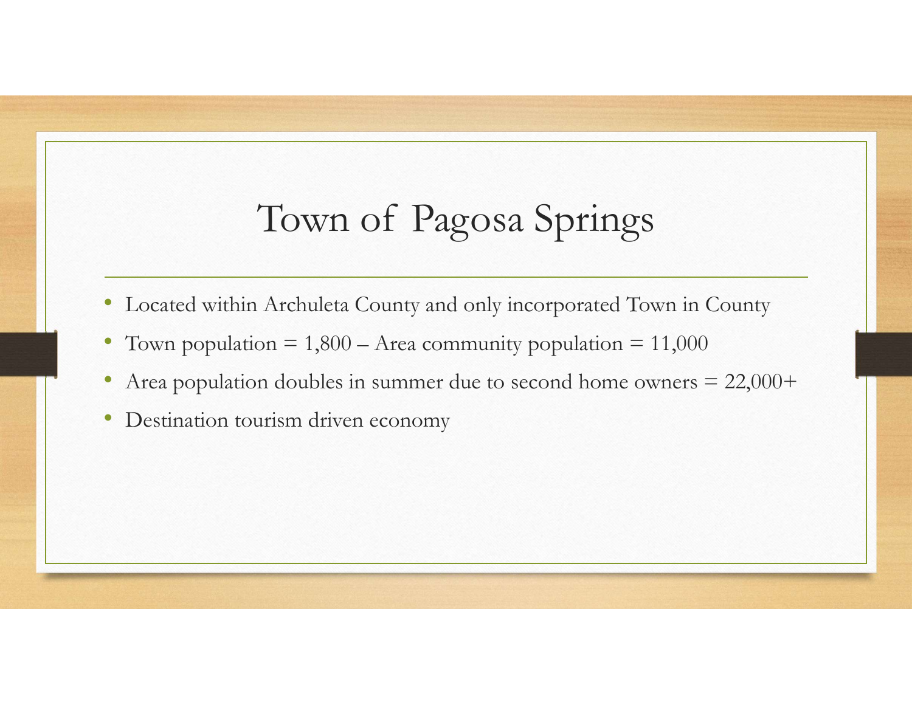# Town of Pagosa Springs

- Located within Archuleta County and only incorporated Town in County
- Town population = 1,800 – Area community population = 11,000
- Area population doubles in summer due to second home owners = 22,000+
- Destination tourism driven economy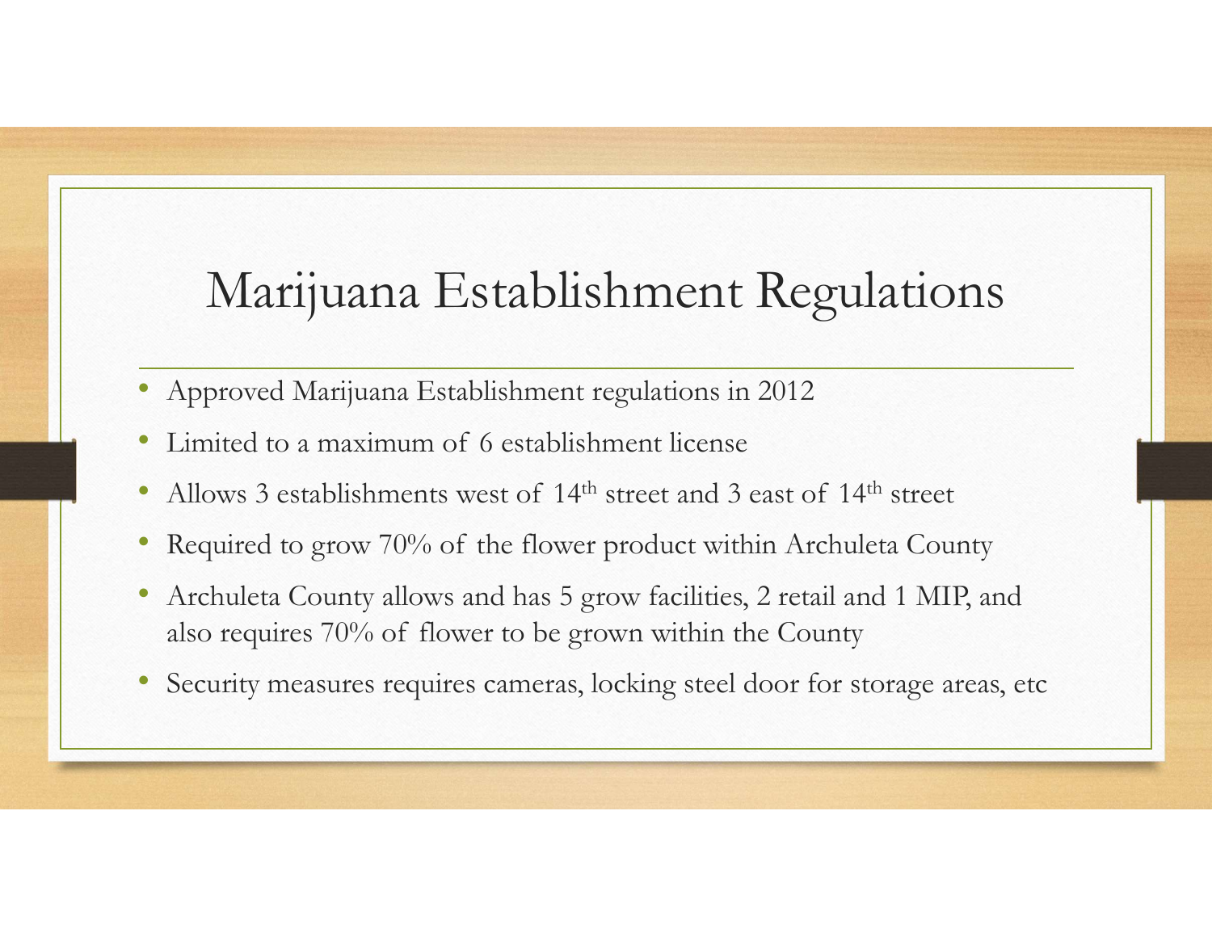# Marijuana Establishment Regulations

- Approved Marijuana Establishment regulations in 2012
- Limited to a maximum of 6 establishment license
- Allows 3 establishments west of 14th street and 3 east of 14th street
- Required to grow 70% of the flower product within Archuleta County
- Archuleta County allows and has 5 grow facilities, 2 retail and 1 MIP, and also requires 70% of flower to be grown within the County
- Security measures requires cameras, locking steel door for storage areas, etc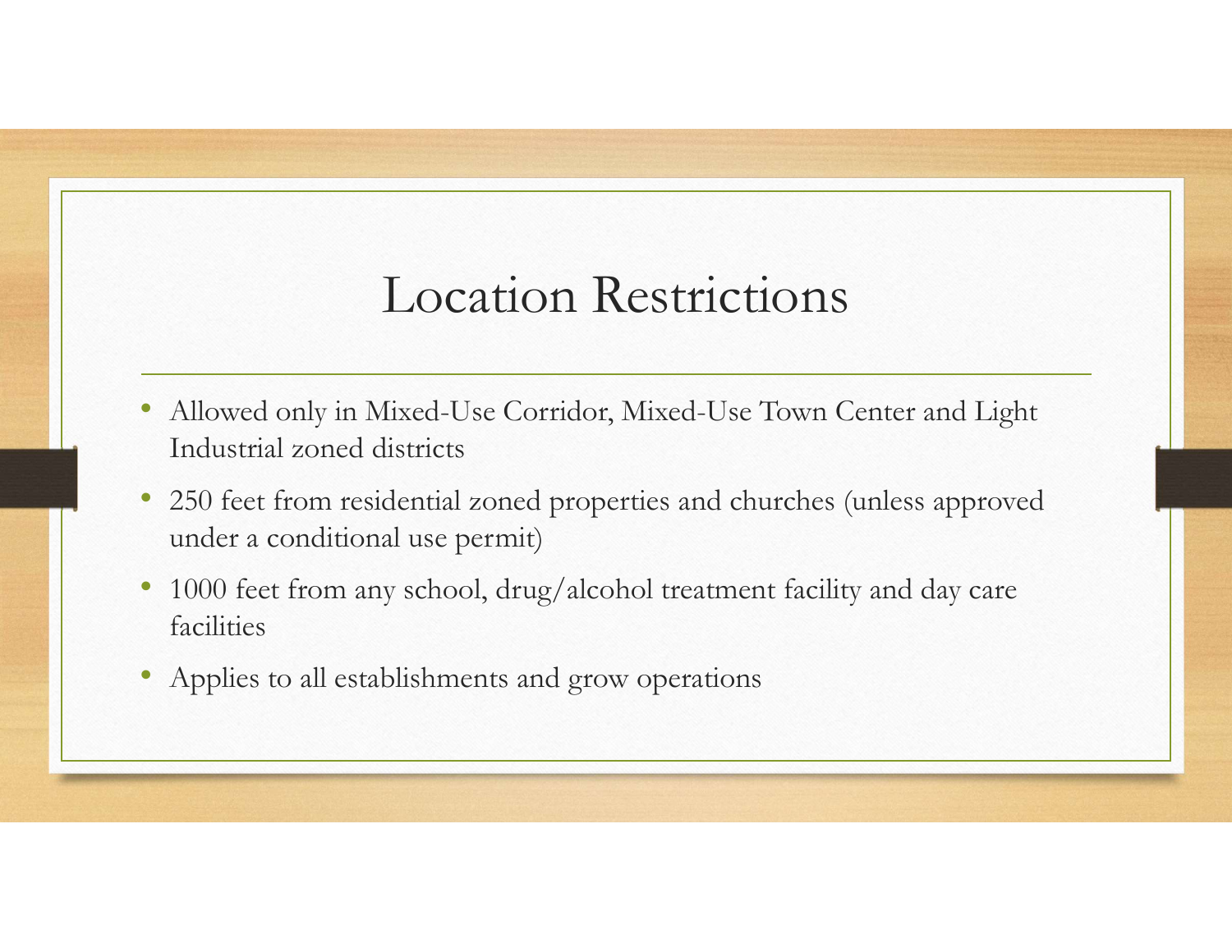# Location Restrictions

- Allowed only in Mixed-Use Corridor, Mixed-Use Town Center and Light Industrial zoned districts
- 250 feet from residential zoned properties and churches (unless approved under a conditional use permit)
- 1000 feet from any school, drug/alcohol treatment facility and day care facilities
- Applies to all establishments and grow operations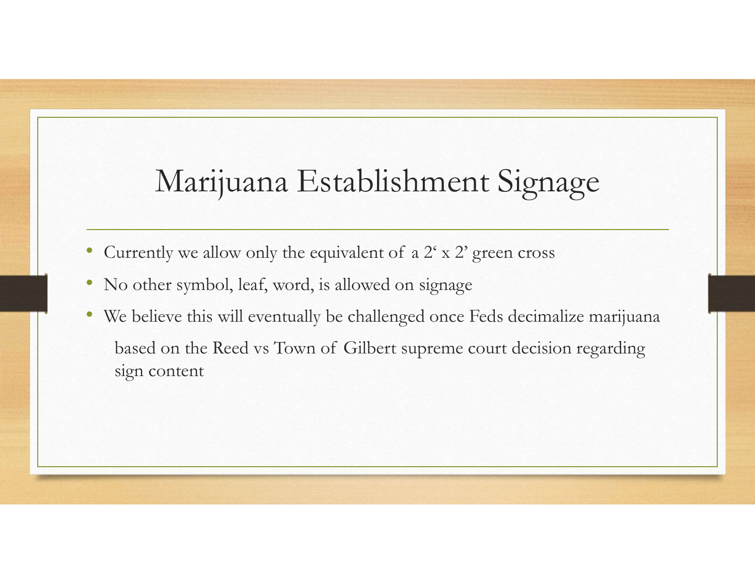# Marijuana Establishment Signage

- Currently we allow only the equivalent of a 2‘ x 2’ green cross
- No other symbol, leaf, word, is allowed on signage
- We believe this will eventually be challenged once Feds decimalize marijuana based on the Reed vs Town of Gilbert supreme court decision regarding sign content